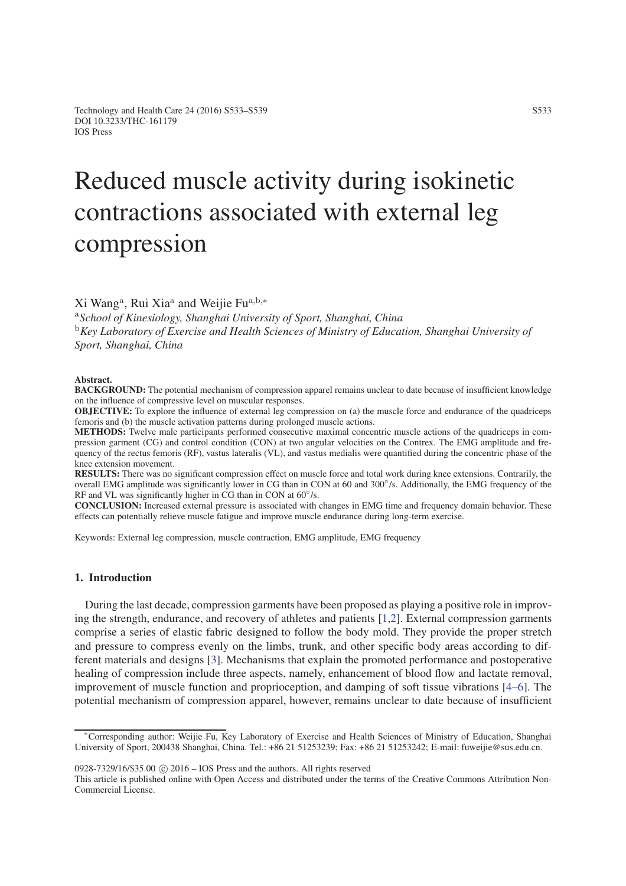# Reduced muscle activity during isokinetic contractions associated with external leg compression

Xi Wang[a], Rui Xia[a] and Weijie Fu[a,b,*]

[a]*School of Kinesiology, Shanghai University of Sport, Shanghai, China*
[b]*Key Laboratory of Exercise and Health Sciences of Ministry of Education, Shanghai University of Sport, Shanghai, China*

**Abstract.**
**BACKGROUND:** The potential mechanism of compression apparel remains unclear to date because of insufficient knowledge on the influence of compressive level on muscular responses.
**OBJECTIVE:** To explore the influence of external leg compression on (a) the muscle force and endurance of the quadriceps femoris and (b) the muscle activation patterns during prolonged muscle actions.
**METHODS:** Twelve male participants performed consecutive maximal concentric muscle actions of the quadriceps in compression garment (CG) and control condition (CON) at two angular velocities on the Contrex. The EMG amplitude and frequency of the rectus femoris (RF), vastus lateralis (VL), and vastus medialis were quantified during the concentric phase of the knee extension movement.
**RESULTS:** There was no significant compression effect on muscle force and total work during knee extensions. Contrarily, the overall EMG amplitude was significantly lower in CG than in CON at 60 and 300°/s. Additionally, the EMG frequency of the RF and VL was significantly higher in CG than in CON at 60°/s.
**CONCLUSION:** Increased external pressure is associated with changes in EMG time and frequency domain behavior. These effects can potentially relieve muscle fatigue and improve muscle endurance during long-term exercise.

Keywords: External leg compression, muscle contraction, EMG amplitude, EMG frequency

## 1. Introduction

During the last decade, compression garments have been proposed as playing a positive role in improving the strength, endurance, and recovery of athletes and patients [1,2]. External compression garments comprise a series of elastic fabric designed to follow the body mold. They provide the proper stretch and pressure to compress evenly on the limbs, trunk, and other specific body areas according to different materials and designs [3]. Mechanisms that explain the promoted performance and postoperative healing of compression include three aspects, namely, enhancement of blood flow and lactate removal, improvement of muscle function and proprioception, and damping of soft tissue vibrations [4–6]. The potential mechanism of compression apparel, however, remains unclear to date because of insufficient

*Corresponding author: Weijie Fu, Key Laboratory of Exercise and Health Sciences of Ministry of Education, Shanghai University of Sport, 200438 Shanghai, China. Tel.: +86 21 51253239; Fax: +86 21 51253242; E-mail: fuweijie@sus.edu.cn.

0928-7329/16/$35.00 © 2016 – IOS Press and the authors. All rights reserved
This article is published online with Open Access and distributed under the terms of the Creative Commons Attribution Non-Commercial License.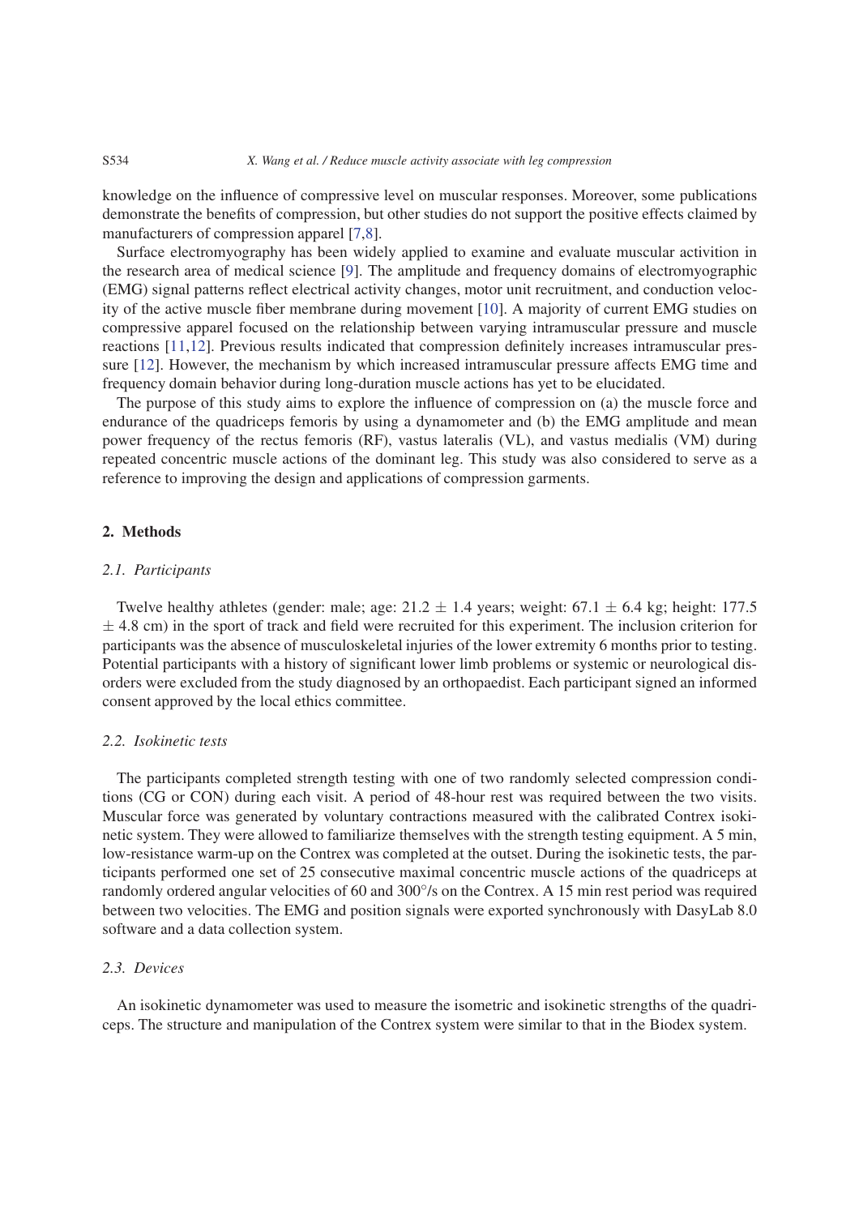knowledge on the influence of compressive level on muscular responses. Moreover, some publications demonstrate the benefits of compression, but other studies do not support the positive effects claimed by manufacturers of compression apparel [7,8].

Surface electromyography has been widely applied to examine and evaluate muscular activition in the research area of medical science [9]. The amplitude and frequency domains of electromyographic (EMG) signal patterns reflect electrical activity changes, motor unit recruitment, and conduction velocity of the active muscle fiber membrane during movement [10]. A majority of current EMG studies on compressive apparel focused on the relationship between varying intramuscular pressure and muscle reactions [11,12]. Previous results indicated that compression definitely increases intramuscular pressure [12]. However, the mechanism by which increased intramuscular pressure affects EMG time and frequency domain behavior during long-duration muscle actions has yet to be elucidated.

The purpose of this study aims to explore the influence of compression on (a) the muscle force and endurance of the quadriceps femoris by using a dynamometer and (b) the EMG amplitude and mean power frequency of the rectus femoris (RF), vastus lateralis (VL), and vastus medialis (VM) during repeated concentric muscle actions of the dominant leg. This study was also considered to serve as a reference to improving the design and applications of compression garments.

## 2. Methods

### *2.1. Participants*

Twelve healthy athletes (gender: male; age: $21.2 \pm 1.4$ years; weight: $67.1 \pm 6.4$ kg; height: $177.5 \pm 4.8$ cm) in the sport of track and field were recruited for this experiment. The inclusion criterion for participants was the absence of musculoskeletal injuries of the lower extremity 6 months prior to testing. Potential participants with a history of significant lower limb problems or systemic or neurological disorders were excluded from the study diagnosed by an orthopaedist. Each participant signed an informed consent approved by the local ethics committee.

### *2.2. Isokinetic tests*

The participants completed strength testing with one of two randomly selected compression conditions (CG or CON) during each visit. A period of 48-hour rest was required between the two visits. Muscular force was generated by voluntary contractions measured with the calibrated Contrex isokinetic system. They were allowed to familiarize themselves with the strength testing equipment. A 5 min, low-resistance warm-up on the Contrex was completed at the outset. During the isokinetic tests, the participants performed one set of 25 consecutive maximal concentric muscle actions of the quadriceps at randomly ordered angular velocities of 60 and 300°/s on the Contrex. A 15 min rest period was required between two velocities. The EMG and position signals were exported synchronously with DasyLab 8.0 software and a data collection system.

### *2.3. Devices*

An isokinetic dynamometer was used to measure the isometric and isokinetic strengths of the quadriceps. The structure and manipulation of the Contrex system were similar to that in the Biodex system.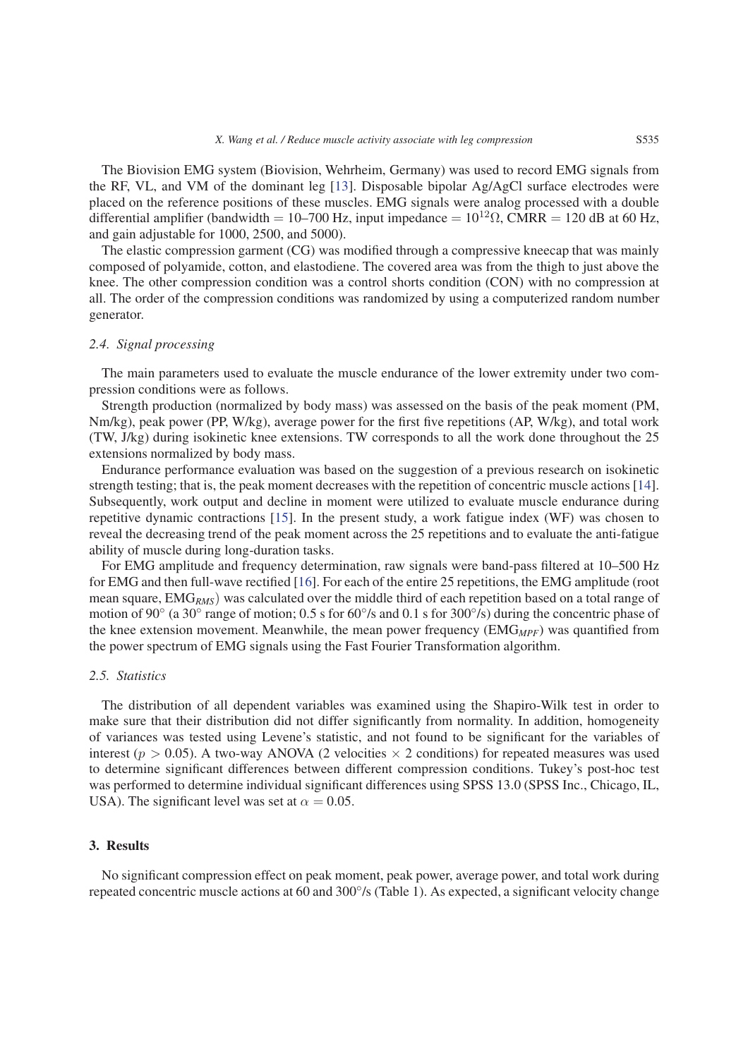The Biovision EMG system (Biovision, Wehrheim, Germany) was used to record EMG signals from the RF, VL, and VM of the dominant leg [13]. Disposable bipolar Ag/AgCl surface electrodes were placed on the reference positions of these muscles. EMG signals were analog processed with a double differential amplifier (bandwidth = 10–700 Hz, input impedance = $10^{12}\Omega$, CMRR = 120 dB at 60 Hz, and gain adjustable for 1000, 2500, and 5000).

The elastic compression garment (CG) was modified through a compressive kneecap that was mainly composed of polyamide, cotton, and elastodiene. The covered area was from the thigh to just above the knee. The other compression condition was a control shorts condition (CON) with no compression at all. The order of the compression conditions was randomized by using a computerized random number generator.

### 2.4. Signal processing

The main parameters used to evaluate the muscle endurance of the lower extremity under two compression conditions were as follows.

Strength production (normalized by body mass) was assessed on the basis of the peak moment (PM, Nm/kg), peak power (PP, W/kg), average power for the first five repetitions (AP, W/kg), and total work (TW, J/kg) during isokinetic knee extensions. TW corresponds to all the work done throughout the 25 extensions normalized by body mass.

Endurance performance evaluation was based on the suggestion of a previous research on isokinetic strength testing; that is, the peak moment decreases with the repetition of concentric muscle actions [14]. Subsequently, work output and decline in moment were utilized to evaluate muscle endurance during repetitive dynamic contractions [15]. In the present study, a work fatigue index (WF) was chosen to reveal the decreasing trend of the peak moment across the 25 repetitions and to evaluate the anti-fatigue ability of muscle during long-duration tasks.

For EMG amplitude and frequency determination, raw signals were band-pass filtered at 10–500 Hz for EMG and then full-wave rectified [16]. For each of the entire 25 repetitions, the EMG amplitude (root mean square, $EMG_{RMS}$) was calculated over the middle third of each repetition based on a total range of motion of 90° (a 30° range of motion; 0.5 s for 60°/s and 0.1 s for 300°/s) during the concentric phase of the knee extension movement. Meanwhile, the mean power frequency ($EMG_{MPF}$) was quantified from the power spectrum of EMG signals using the Fast Fourier Transformation algorithm.

### 2.5. Statistics

The distribution of all dependent variables was examined using the Shapiro-Wilk test in order to make sure that their distribution did not differ significantly from normality. In addition, homogeneity of variances was tested using Levene's statistic, and not found to be significant for the variables of interest ($p > 0.05$). A two-way ANOVA (2 velocities × 2 conditions) for repeated measures was used to determine significant differences between different compression conditions. Tukey's post-hoc test was performed to determine individual significant differences using SPSS 13.0 (SPSS Inc., Chicago, IL, USA). The significant level was set at $\alpha = 0.05$.

## 3. Results

No significant compression effect on peak moment, peak power, average power, and total work during repeated concentric muscle actions at 60 and 300°/s (Table 1). As expected, a significant velocity change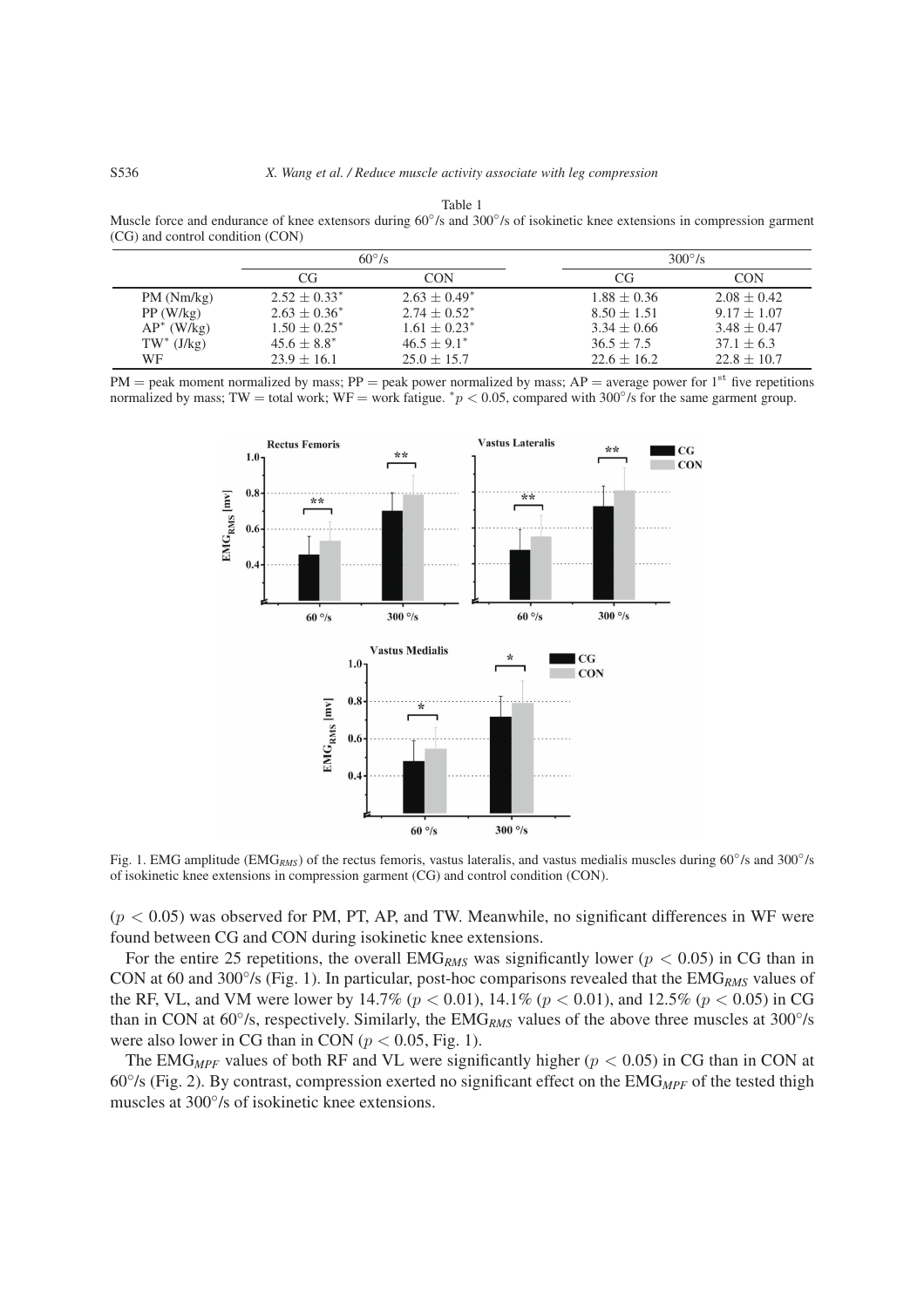Table 1
Muscle force and endurance of knee extensors during 60°/s and 300°/s of isokinetic knee extensions in compression garment (CG) and control condition (CON)

| | 60°/s | | 300°/s | |
|---|---|---|---|---|
| | CG | CON | CG | CON |
| PM (Nm/kg) | $2.52 \pm 0.33^*$ | $2.63 \pm 0.49^*$ | $1.88 \pm 0.36$ | $2.08 \pm 0.42$ |
| PP (W/kg) | $2.63 \pm 0.36^*$ | $2.74 \pm 0.52^*$ | $8.50 \pm 1.51$ | $9.17 \pm 1.07$ |
| $AP^*$ (W/kg) | $1.50 \pm 0.25^*$ | $1.61 \pm 0.23^*$ | $3.34 \pm 0.66$ | $3.48 \pm 0.47$ |
| $TW^*$ (J/kg) | $45.6 \pm 8.8^*$ | $46.5 \pm 9.1^*$ | $36.5 \pm 7.5$ | $37.1 \pm 6.3$ |
| WF | $23.9 \pm 16.1$ | $25.0 \pm 15.7$ | $22.6 \pm 16.2$ | $22.8 \pm 10.7$ |

PM = peak moment normalized by mass; PP = peak power normalized by mass; AP = average power for 1st five repetitions normalized by mass; TW = total work; WF = work fatigue. $^*p < 0.05$, compared with 300°/s for the same garment group.

Fig. 1. EMG amplitude ($EMG_{RMS}$) of the rectus femoris, vastus lateralis, and vastus medialis muscles during 60°/s and 300°/s of isokinetic knee extensions in compression garment (CG) and control condition (CON).

($p < 0.05$) was observed for PM, PT, AP, and TW. Meanwhile, no significant differences in WF were found between CG and CON during isokinetic knee extensions.

For the entire 25 repetitions, the overall $EMG_{RMS}$ was significantly lower ($p < 0.05$) in CG than in CON at 60 and 300°/s (Fig. 1). In particular, post-hoc comparisons revealed that the $EMG_{RMS}$ values of the RF, VL, and VM were lower by 14.7% ($p < 0.01$), 14.1% ($p < 0.01$), and 12.5% ($p < 0.05$) in CG than in CON at 60°/s, respectively. Similarly, the $EMG_{RMS}$ values of the above three muscles at 300°/s were also lower in CG than in CON ($p < 0.05$, Fig. 1).

The $EMG_{MPF}$ values of both RF and VL were significantly higher ($p < 0.05$) in CG than in CON at 60°/s (Fig. 2). By contrast, compression exerted no significant effect on the $EMG_{MPF}$ of the tested thigh muscles at 300°/s of isokinetic knee extensions.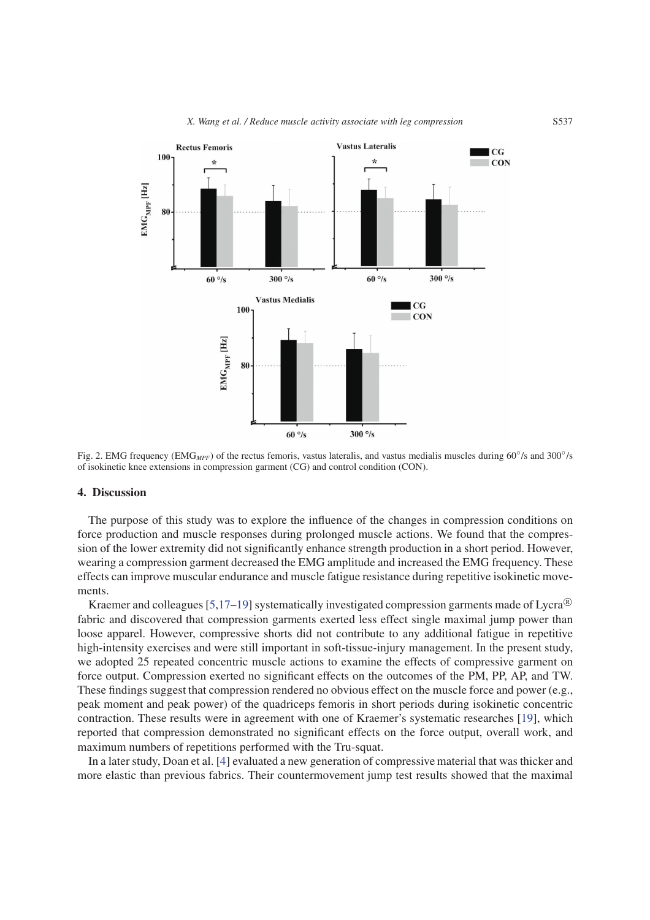Fig. 2. EMG frequency ($EMG_{MPF}$) of the rectus femoris, vastus lateralis, and vastus medialis muscles during 60°/s and 300°/s of isokinetic knee extensions in compression garment (CG) and control condition (CON).

## 4. Discussion

The purpose of this study was to explore the influence of the changes in compression conditions on force production and muscle responses during prolonged muscle actions. We found that the compression of the lower extremity did not significantly enhance strength production in a short period. However, wearing a compression garment decreased the EMG amplitude and increased the EMG frequency. These effects can improve muscular endurance and muscle fatigue resistance during repetitive isokinetic movements.

Kraemer and colleagues [5,17–19] systematically investigated compression garments made of Lycra® fabric and discovered that compression garments exerted less effect single maximal jump power than loose apparel. However, compressive shorts did not contribute to any additional fatigue in repetitive high-intensity exercises and were still important in soft-tissue-injury management. In the present study, we adopted 25 repeated concentric muscle actions to examine the effects of compressive garment on force output. Compression exerted no significant effects on the outcomes of the PM, PP, AP, and TW. These findings suggest that compression rendered no obvious effect on the muscle force and power (e.g., peak moment and peak power) of the quadriceps femoris in short periods during isokinetic concentric contraction. These results were in agreement with one of Kraemer's systematic researches [19], which reported that compression demonstrated no significant effects on the force output, overall work, and maximum numbers of repetitions performed with the Tru-squat.

In a later study, Doan et al. [4] evaluated a new generation of compressive material that was thicker and more elastic than previous fabrics. Their countermovement jump test results showed that the maximal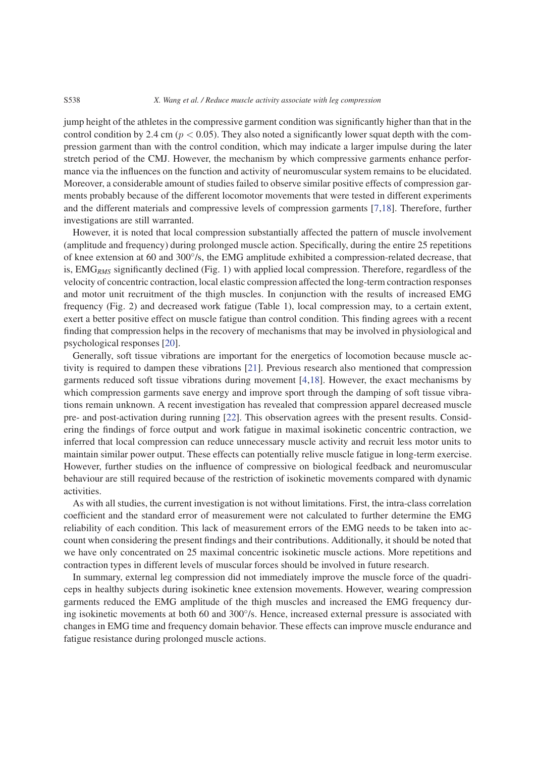jump height of the athletes in the compressive garment condition was significantly higher than that in the control condition by 2.4 cm ($p < 0.05$). They also noted a significantly lower squat depth with the compression garment than with the control condition, which may indicate a larger impulse during the later stretch period of the CMJ. However, the mechanism by which compressive garments enhance performance via the influences on the function and activity of neuromuscular system remains to be elucidated. Moreover, a considerable amount of studies failed to observe similar positive effects of compression garments probably because of the different locomotor movements that were tested in different experiments and the different materials and compressive levels of compression garments [7,18]. Therefore, further investigations are still warranted.

However, it is noted that local compression substantially affected the pattern of muscle involvement (amplitude and frequency) during prolonged muscle action. Specifically, during the entire 25 repetitions of knee extension at 60 and 300°/s, the EMG amplitude exhibited a compression-related decrease, that is, $EMG_{RMS}$ significantly declined (Fig. 1) with applied local compression. Therefore, regardless of the velocity of concentric contraction, local elastic compression affected the long-term contraction responses and motor unit recruitment of the thigh muscles. In conjunction with the results of increased EMG frequency (Fig. 2) and decreased work fatigue (Table 1), local compression may, to a certain extent, exert a better positive effect on muscle fatigue than control condition. This finding agrees with a recent finding that compression helps in the recovery of mechanisms that may be involved in physiological and psychological responses [20].

Generally, soft tissue vibrations are important for the energetics of locomotion because muscle activity is required to dampen these vibrations [21]. Previous research also mentioned that compression garments reduced soft tissue vibrations during movement [4,18]. However, the exact mechanisms by which compression garments save energy and improve sport through the damping of soft tissue vibrations remain unknown. A recent investigation has revealed that compression apparel decreased muscle pre- and post-activation during running [22]. This observation agrees with the present results. Considering the findings of force output and work fatigue in maximal isokinetic concentric contraction, we inferred that local compression can reduce unnecessary muscle activity and recruit less motor units to maintain similar power output. These effects can potentially relive muscle fatigue in long-term exercise. However, further studies on the influence of compressive on biological feedback and neuromuscular behaviour are still required because of the restriction of isokinetic movements compared with dynamic activities.

As with all studies, the current investigation is not without limitations. First, the intra-class correlation coefficient and the standard error of measurement were not calculated to further determine the EMG reliability of each condition. This lack of measurement errors of the EMG needs to be taken into account when considering the present findings and their contributions. Additionally, it should be noted that we have only concentrated on 25 maximal concentric isokinetic muscle actions. More repetitions and contraction types in different levels of muscular forces should be involved in future research.

In summary, external leg compression did not immediately improve the muscle force of the quadriceps in healthy subjects during isokinetic knee extension movements. However, wearing compression garments reduced the EMG amplitude of the thigh muscles and increased the EMG frequency during isokinetic movements at both 60 and 300°/s. Hence, increased external pressure is associated with changes in EMG time and frequency domain behavior. These effects can improve muscle endurance and fatigue resistance during prolonged muscle actions.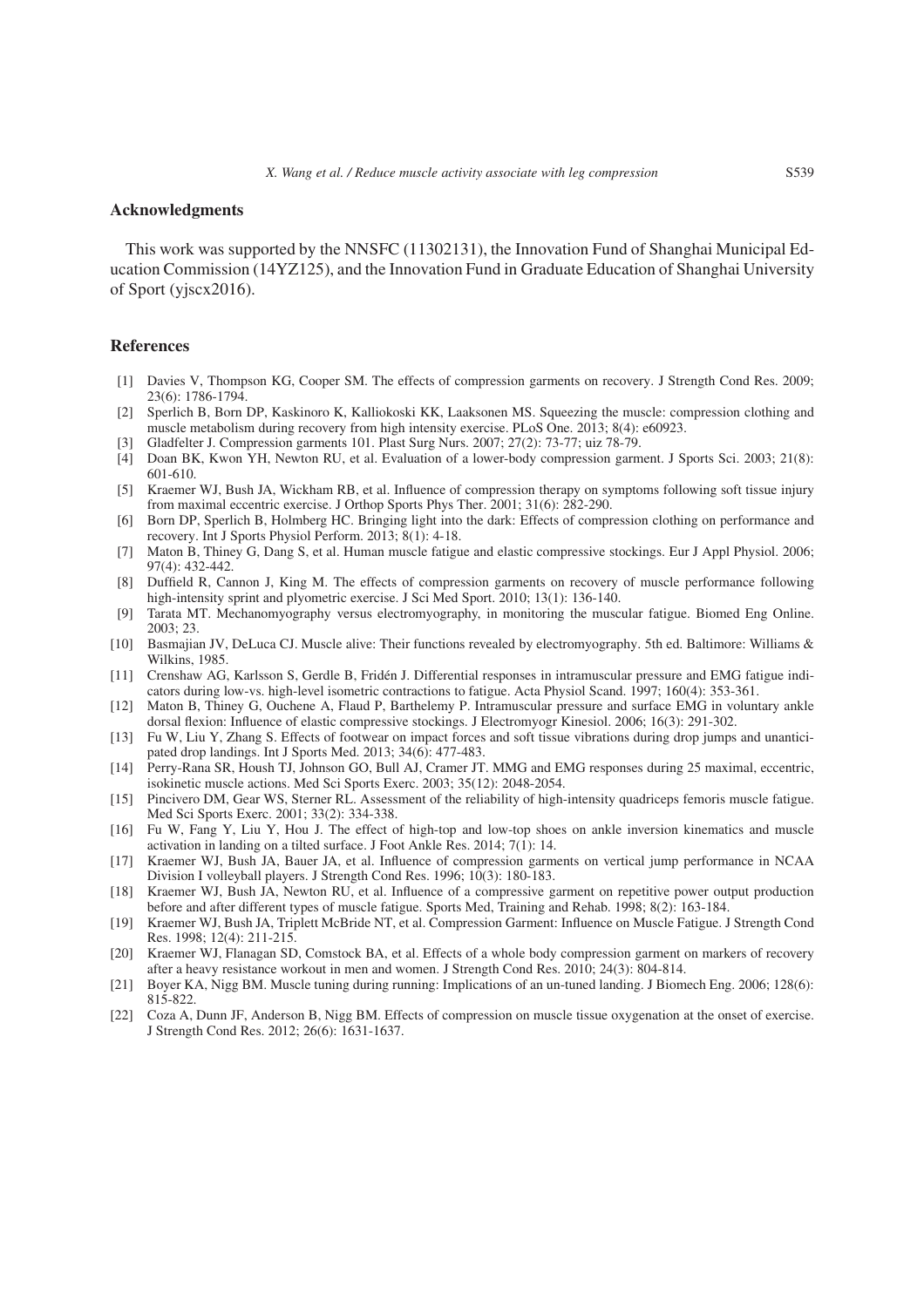## Acknowledgments

This work was supported by the NNSFC (11302131), the Innovation Fund of Shanghai Municipal Education Commission (14YZ125), and the Innovation Fund in Graduate Education of Shanghai University of Sport (yjscx2016).

## References

- [1] Davies V, Thompson KG, Cooper SM. The effects of compression garments on recovery. J Strength Cond Res. 2009; 23(6): 1786-1794.
- [2] Sperlich B, Born DP, Kaskinoro K, Kalliokoski KK, Laaksonen MS. Squeezing the muscle: compression clothing and muscle metabolism during recovery from high intensity exercise. PLoS One. 2013; 8(4): e60923.
- [3] Gladfelter J. Compression garments 101. Plast Surg Nurs. 2007; 27(2): 73-77; uiz 78-79.
- [4] Doan BK, Kwon YH, Newton RU, et al. Evaluation of a lower-body compression garment. J Sports Sci. 2003; 21(8): 601-610.
- [5] Kraemer WJ, Bush JA, Wickham RB, et al. Influence of compression therapy on symptoms following soft tissue injury from maximal eccentric exercise. J Orthop Sports Phys Ther. 2001; 31(6): 282-290.
- [6] Born DP, Sperlich B, Holmberg HC. Bringing light into the dark: Effects of compression clothing on performance and recovery. Int J Sports Physiol Perform. 2013; 8(1): 4-18.
- [7] Maton B, Thiney G, Dang S, et al. Human muscle fatigue and elastic compressive stockings. Eur J Appl Physiol. 2006; 97(4): 432-442.
- [8] Duffield R, Cannon J, King M. The effects of compression garments on recovery of muscle performance following high-intensity sprint and plyometric exercise. J Sci Med Sport. 2010; 13(1): 136-140.
- [9] Tarata MT. Mechanomyography versus electromyography, in monitoring the muscular fatigue. Biomed Eng Online. 2003; 23.
- [10] Basmajian JV, DeLuca CJ. Muscle alive: Their functions revealed by electromyography. 5th ed. Baltimore: Williams & Wilkins, 1985.
- [11] Crenshaw AG, Karlsson S, Gerdle B, Fridén J. Differential responses in intramuscular pressure and EMG fatigue indicators during low-vs. high-level isometric contractions to fatigue. Acta Physiol Scand. 1997; 160(4): 353-361.
- [12] Maton B, Thiney G, Ouchene A, Flaud P, Barthelemy P. Intramuscular pressure and surface EMG in voluntary ankle dorsal flexion: Influence of elastic compressive stockings. J Electromyogr Kinesiol. 2006; 16(3): 291-302.
- [13] Fu W, Liu Y, Zhang S. Effects of footwear on impact forces and soft tissue vibrations during drop jumps and unanticipated drop landings. Int J Sports Med. 2013; 34(6): 477-483.
- [14] Perry-Rana SR, Housh TJ, Johnson GO, Bull AJ, Cramer JT. MMG and EMG responses during 25 maximal, eccentric, isokinetic muscle actions. Med Sci Sports Exerc. 2003; 35(12): 2048-2054.
- [15] Pincivero DM, Gear WS, Sterner RL. Assessment of the reliability of high-intensity quadriceps femoris muscle fatigue. Med Sci Sports Exerc. 2001; 33(2): 334-338.
- [16] Fu W, Fang Y, Liu Y, Hou J. The effect of high-top and low-top shoes on ankle inversion kinematics and muscle activation in landing on a tilted surface. J Foot Ankle Res. 2014; 7(1): 14.
- [17] Kraemer WJ, Bush JA, Bauer JA, et al. Influence of compression garments on vertical jump performance in NCAA Division I volleyball players. J Strength Cond Res. 1996; 10(3): 180-183.
- [18] Kraemer WJ, Bush JA, Newton RU, et al. Influence of a compressive garment on repetitive power output production before and after different types of muscle fatigue. Sports Med, Training and Rehab. 1998; 8(2): 163-184.
- [19] Kraemer WJ, Bush JA, Triplett McBride NT, et al. Compression Garment: Influence on Muscle Fatigue. J Strength Cond Res. 1998; 12(4): 211-215.
- [20] Kraemer WJ, Flanagan SD, Comstock BA, et al. Effects of a whole body compression garment on markers of recovery after a heavy resistance workout in men and women. J Strength Cond Res. 2010; 24(3): 804-814.
- [21] Boyer KA, Nigg BM. Muscle tuning during running: Implications of an un-tuned landing. J Biomech Eng. 2006; 128(6): 815-822.
- [22] Coza A, Dunn JF, Anderson B, Nigg BM. Effects of compression on muscle tissue oxygenation at the onset of exercise. J Strength Cond Res. 2012; 26(6): 1631-1637.